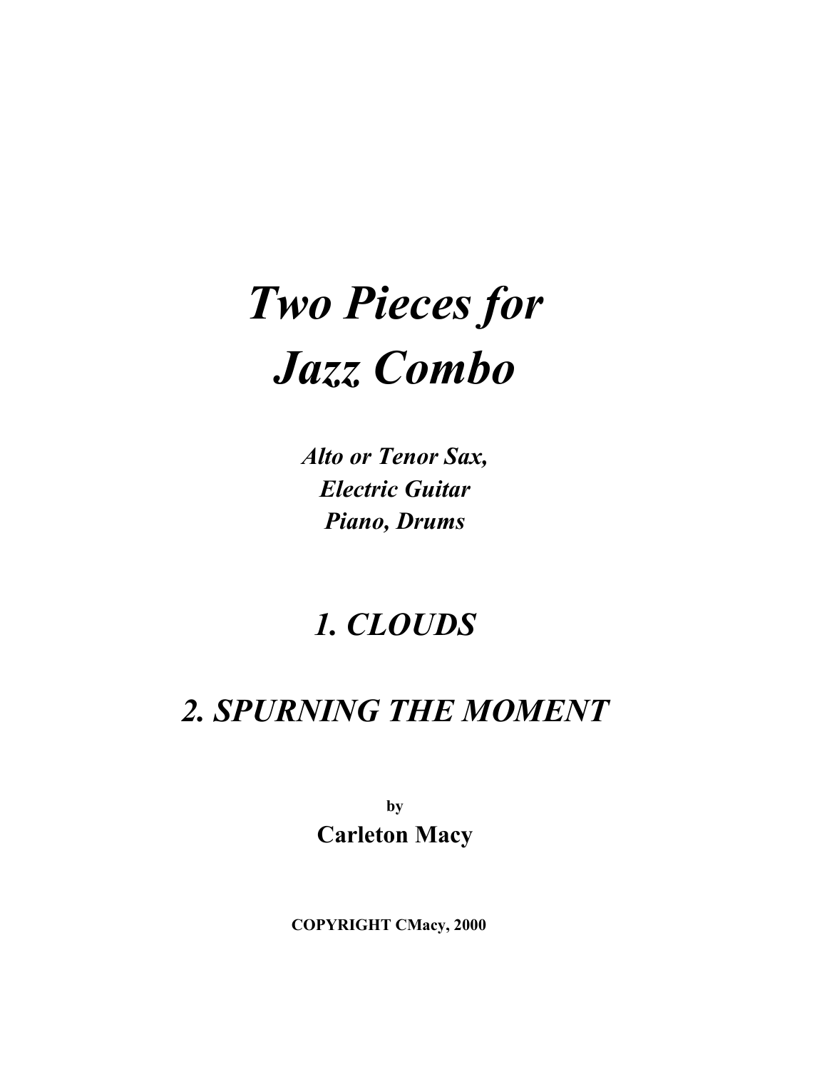# *Two Pieces for Jazz Combo*

***Alto or Tenor Sax,***
***Electric Guitar***
***Piano, Drums***

## *1. CLOUDS*

## *2. SPURNING THE MOMENT*

**by**

**Carleton Macy**

**COPYRIGHT CMacy, 2000**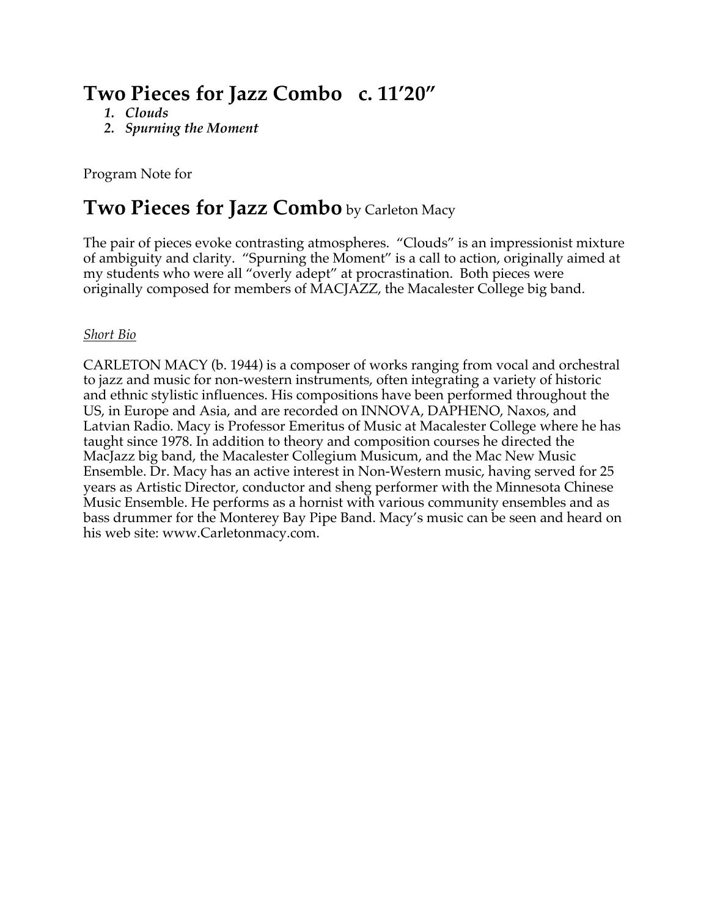# Two Pieces for Jazz Combo c. 11’20”

1. ***Clouds***
2. ***Spurning the Moment***

Program Note for

# Two Pieces for Jazz Combo by Carleton Macy

The pair of pieces evoke contrasting atmospheres. “Clouds” is an impressionist mixture of ambiguity and clarity. “Spurning the Moment” is a call to action, originally aimed at my students who were all “overly adept” at procrastination. Both pieces were originally composed for members of MACJAZZ, the Macalester College big band.

*Short Bio*

CARLETON MACY (b. 1944) is a composer of works ranging from vocal and orchestral to jazz and music for non-western instruments, often integrating a variety of historic and ethnic stylistic influences. His compositions have been performed throughout the US, in Europe and Asia, and are recorded on INNOVA, DAPHENO, Naxos, and Latvian Radio. Macy is Professor Emeritus of Music at Macalester College where he has taught since 1978. In addition to theory and composition courses he directed the MacJazz big band, the Macalester Collegium Musicum, and the Mac New Music Ensemble. Dr. Macy has an active interest in Non-Western music, having served for 25 years as Artistic Director, conductor and sheng performer with the Minnesota Chinese Music Ensemble. He performs as a hornist with various community ensembles and as bass drummer for the Monterey Bay Pipe Band. Macy’s music can be seen and heard on his web site: www.Carletonmacy.com.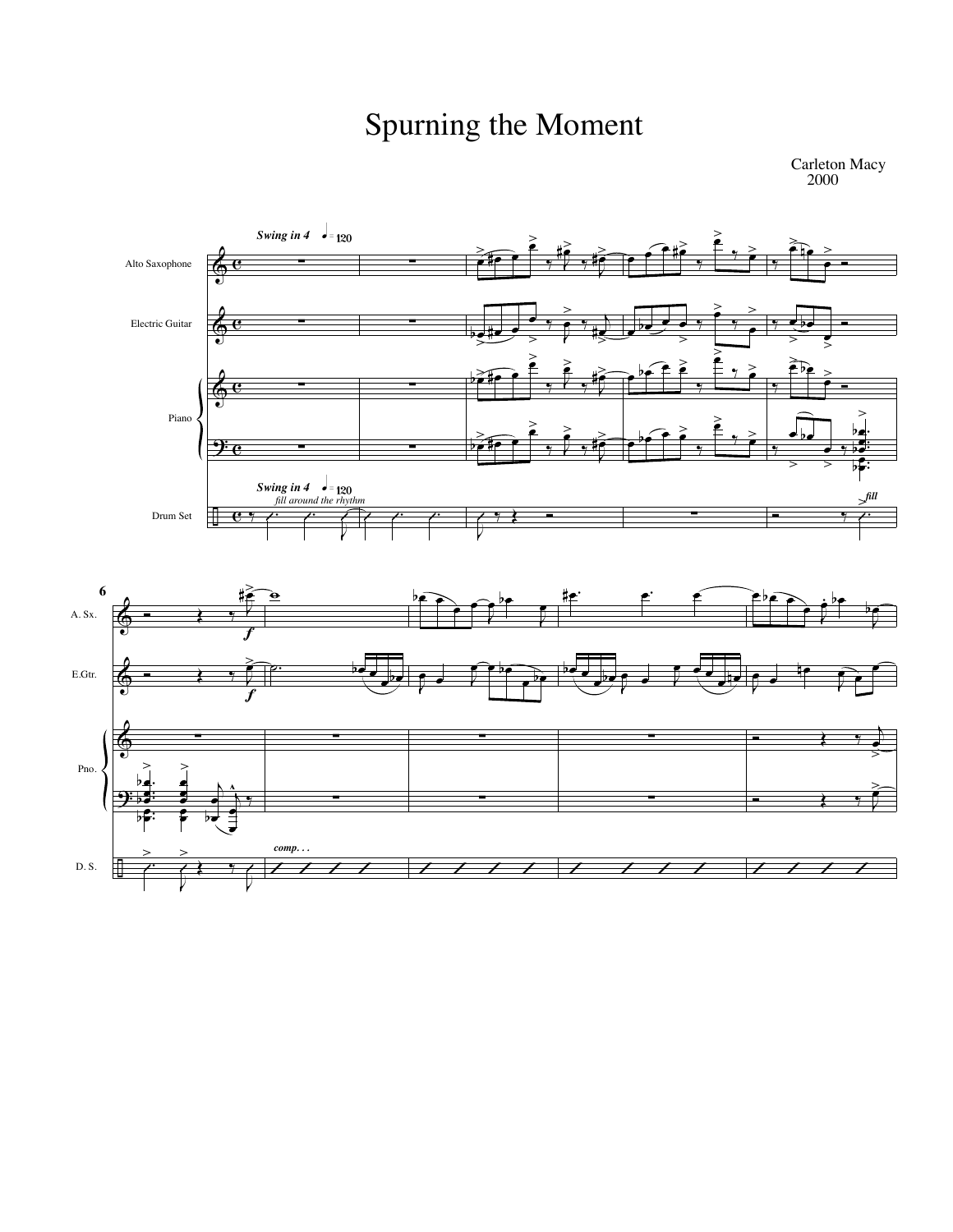# Spurning the Moment

Carleton Macy
2000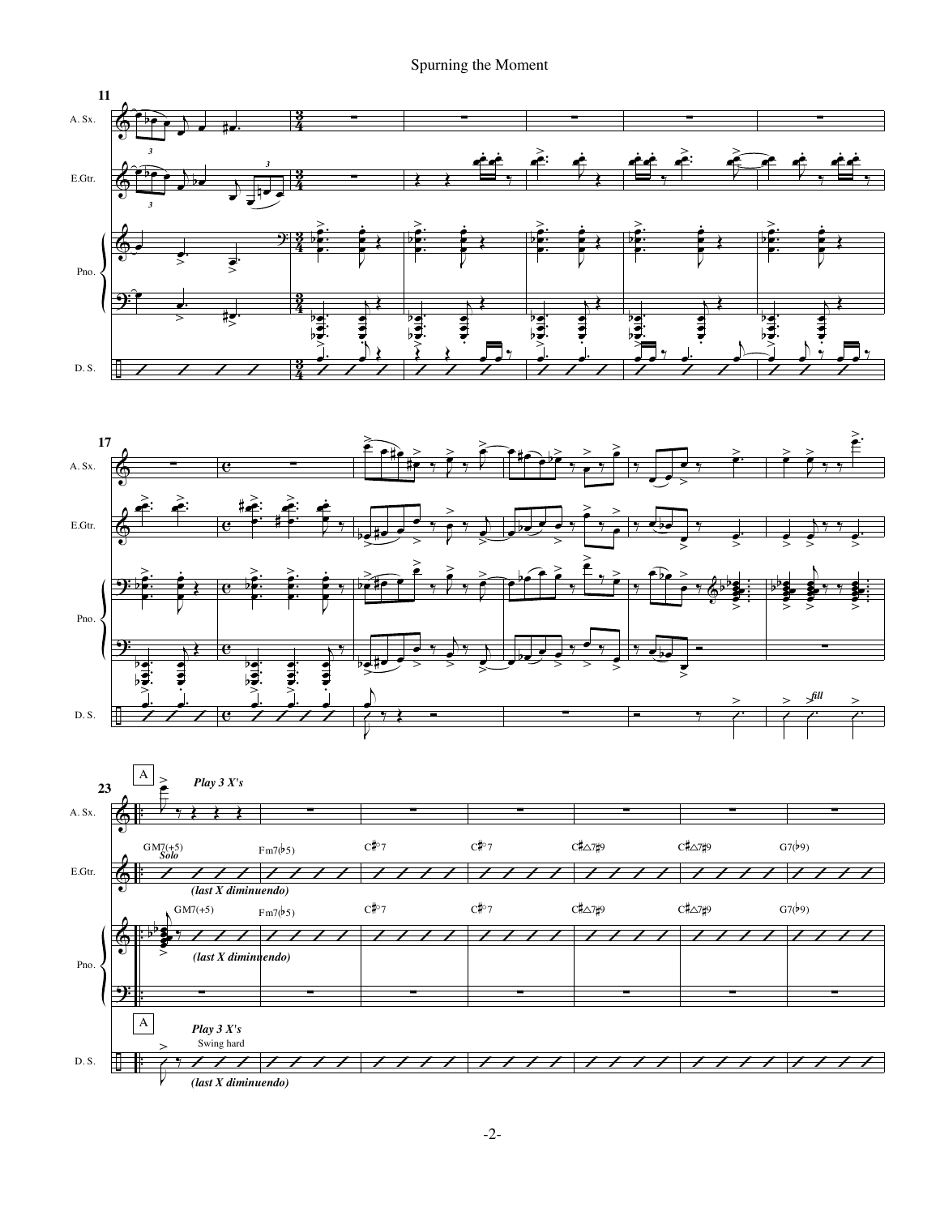11

A. Sx.

E.Gtr.

Pno.

D. S.

17

A. Sx.

E.Gtr.

Pno.

D. S.

*fill*

A

23

A. Sx.

*Play 3 X's*

E.Gtr.

GM7(+5) *Solo* Fm7(♭5) C♯°7 C♯°7 C♯△7♯9 C♯△7♯9 G7(♭9)

*(last X diminuendo)*

Pno.

GM7(+5) Fm7(♭5) C♯°7 C♯°7 C♯△7♯9 C♯△7♯9 G7(♭9)

*(last X diminuendo)*

D. S.

A

*Play 3 X's*

Swing hard

*(last X diminuendo)*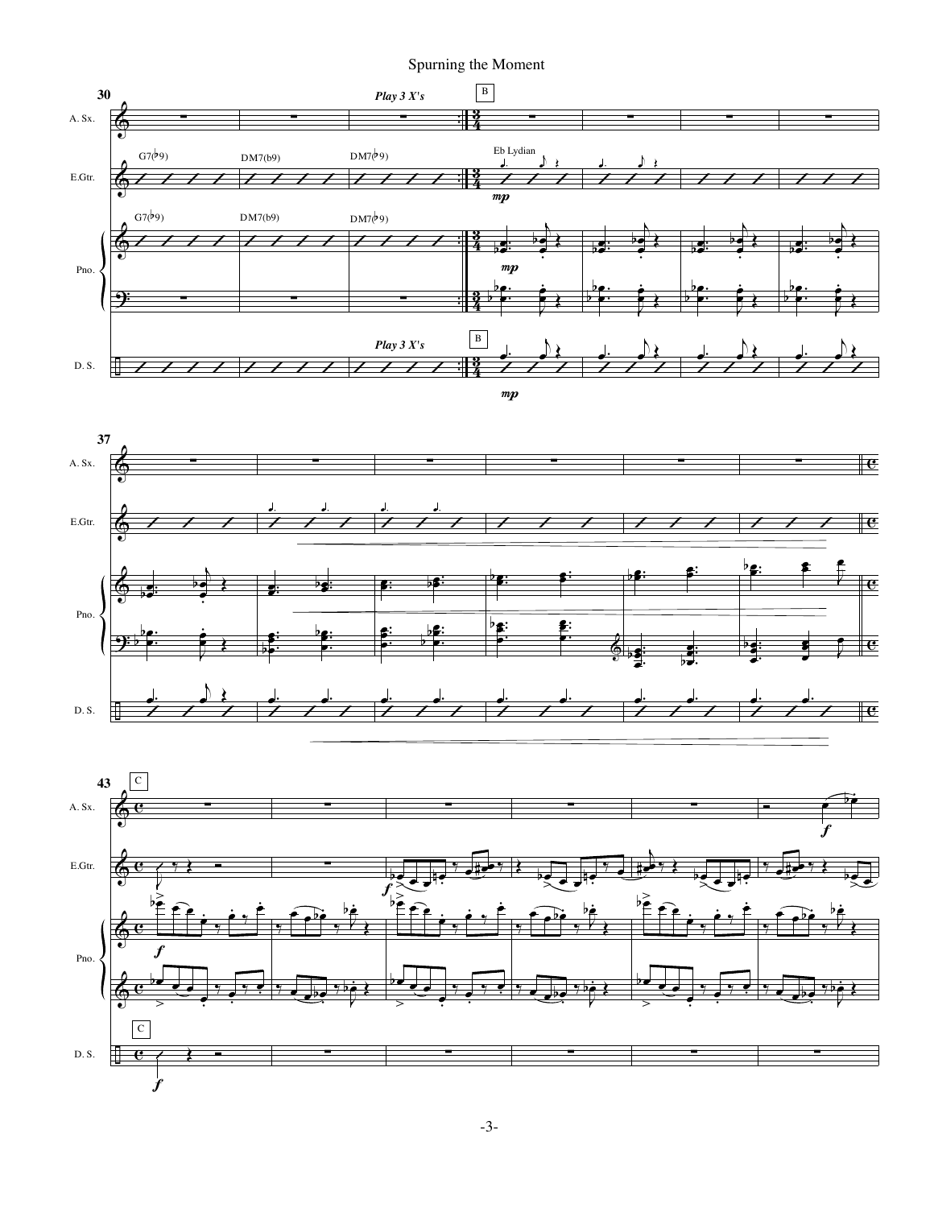30

A. Sx.

*Play 3 X's*

B

E.Gtr.

G7(♭9) DM7(b9) DM7(♭9)

Eb Lydian

*mp*

Pno.

G7(♭9) DM7(b9) DM7(♭9)

*mp*

D. S.

*Play 3 X's*

B

*mp*

37

A. Sx.

E.Gtr.

Pno.

D. S.

43

C

A. Sx.

*f*

E.Gtr.

*f*

Pno.

*f*

C

D. S.

*f*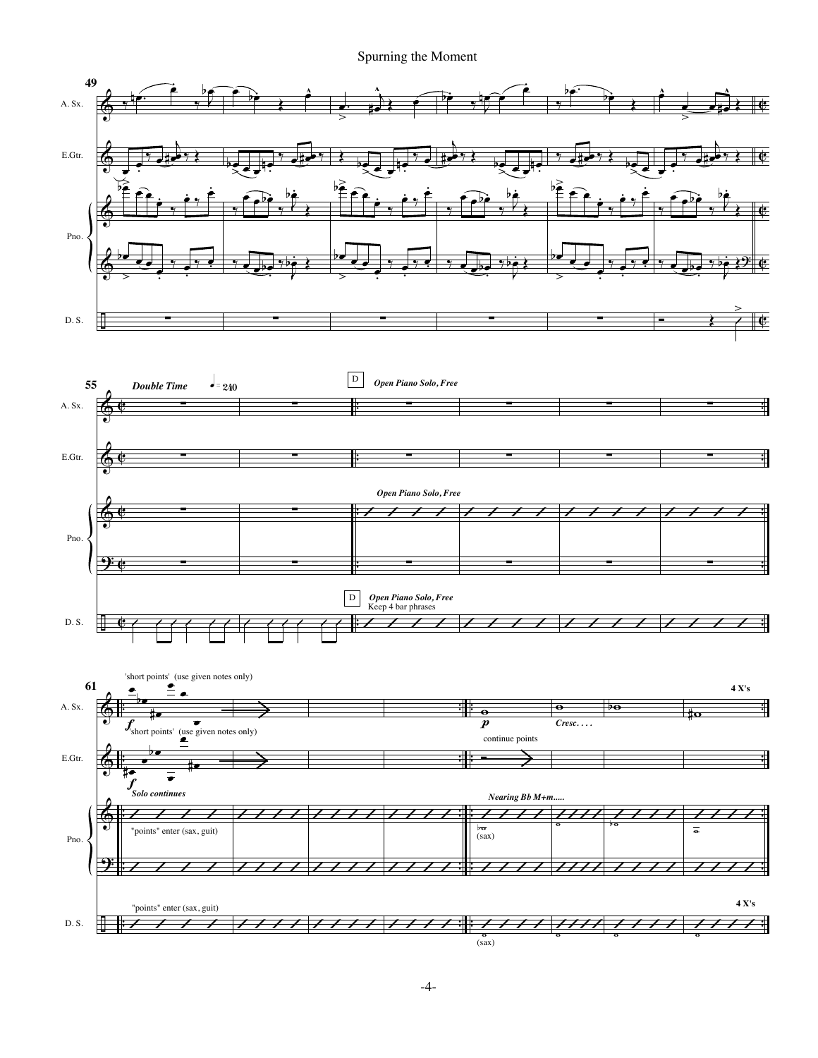Spurning the Moment

49

A. Sx.

E.Gtr.

Pno.

D. S.

55 *Double Time* ♩= 240

D *Open Piano Solo, Free*

*Open Piano Solo, Free*

D *Open Piano Solo, Free*
Keep 4 bar phrases

61 'short points' (use given notes only)

'short points' (use given notes only)

*Solo continues*

"points" enter (sax, guit)

"points" enter (sax, guit)

*Cresc. . . .*

continue points

*Nearing Bb M+m.....*

(sax)

(sax)

4 X's

4 X's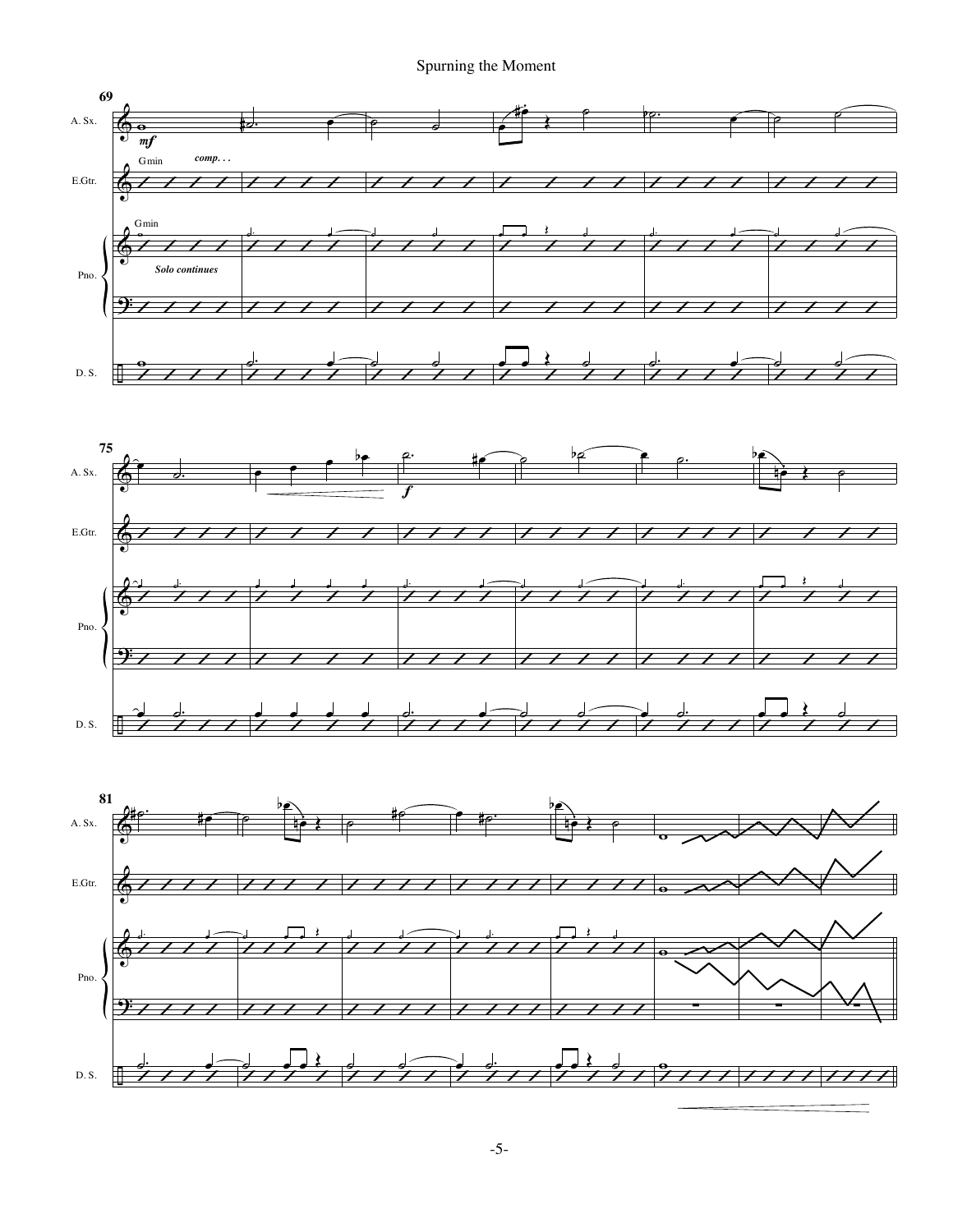69

A. Sx.

*mf*

E.Gtr.

Gmin

*comp. . .*

Gmin

Pno.

*Solo continues*

D. S.

75

A. Sx.

*f*

E.Gtr.

Pno.

D. S.

81

A. Sx.

E.Gtr.

Pno.

D. S.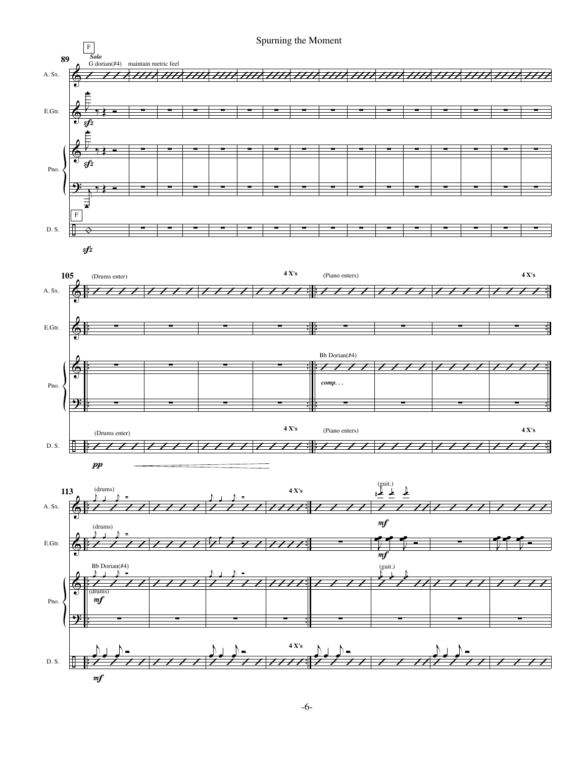Spurning the Moment

F

89

*Solo*

G dorian(#4) maintain metric feel

A. Sx.

E.Gtr.

Pno.

D. S.

*sfz*

105

(Drums enter)

4 X's

(Piano enters)

4 X's

Bb Dorian(#4)

*comp. . .*

*pp*

113

(drums)

4 X's

(guit.)

*mf*

Bb Dorian(#4)

(drums)

*mf*

4 X's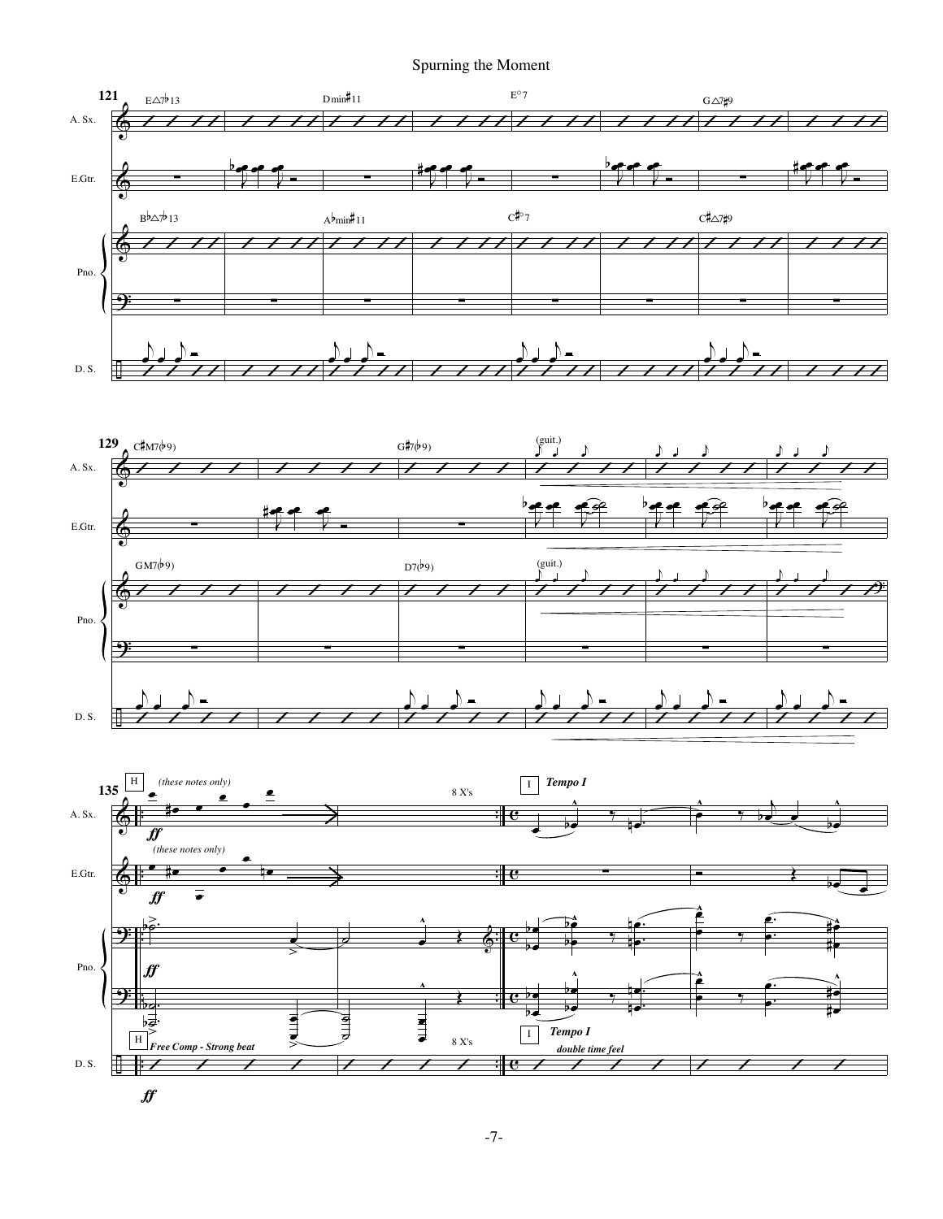121

A. Sx.

E△7♭13 Dmin♯11 E°7 G△7♯9

E.Gtr.

Pno.

B♭△7♭13 A♭min♯11 C♯°7 C♯△7♯9

D. S.

129

C♯M7(♭9) G♯7(♭9)

(guit.)

GM7(♭9) D7(♭9)

(guit.)

H

135

*(these notes only)*

*ff*

8 X's

I

*Tempo I*

*(these notes only)*

*ff*

*ff*

H *Free Comp - Strong beat*

8 X's

I *Tempo I*

*double time feel*

*ff*